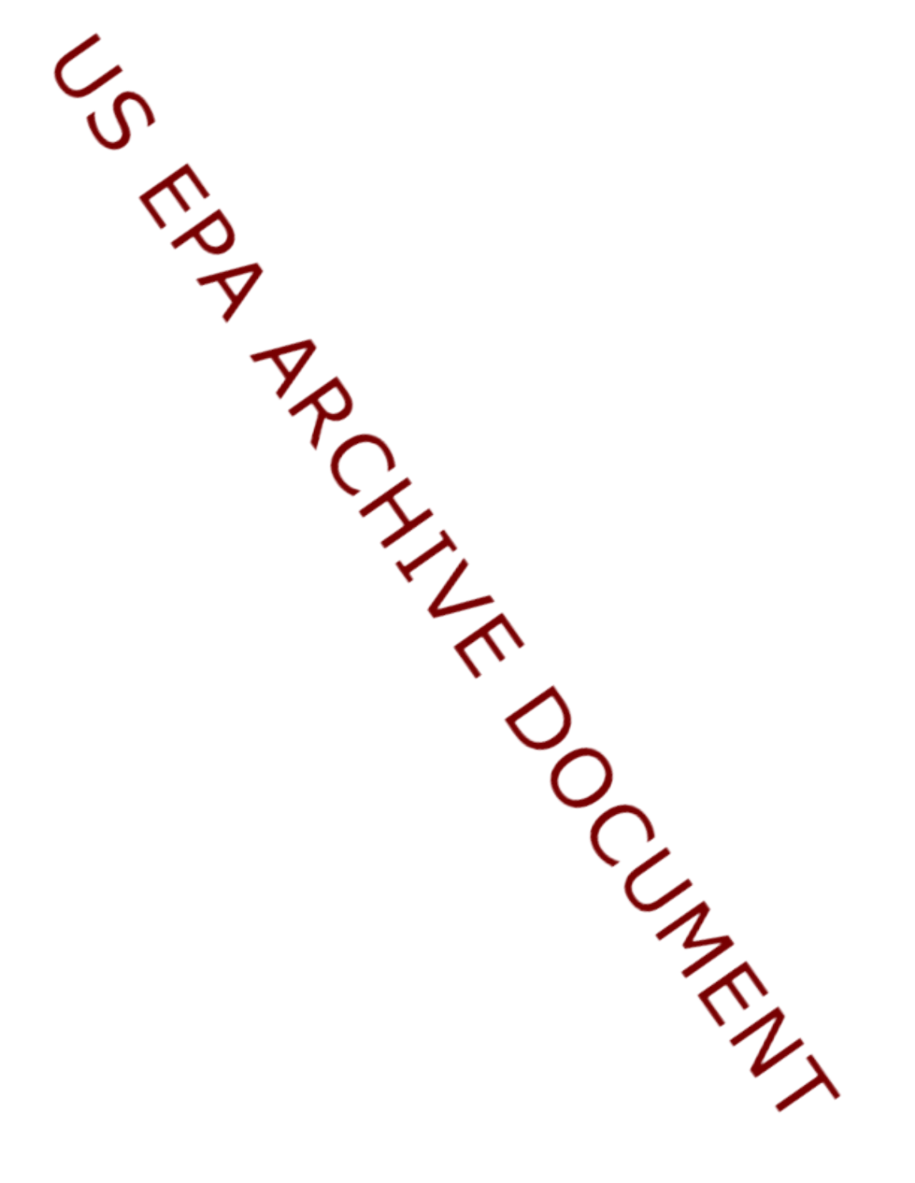US EPA ARCHIVE DOCUMENT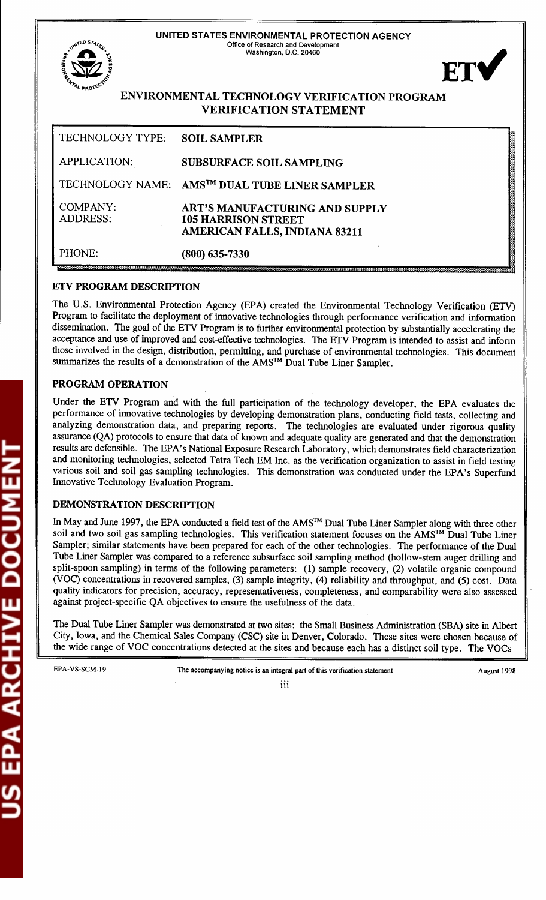UNITED STATES ENVIRONMENTAL PROTECTION AGENCY
Office of Research and Development
Washington, D.C. 20460

ETV

# ENVIRONMENTAL TECHNOLOGY VERIFICATION PROGRAM
## VERIFICATION STATEMENT

| | |
|---|---|
| TECHNOLOGY TYPE: | **SOIL SAMPLER** |
| APPLICATION: | **SUBSURFACE SOIL SAMPLING** |
| TECHNOLOGY NAME: | **AMS™ DUAL TUBE LINER SAMPLER** |
| COMPANY: ADDRESS: | **ART'S MANUFACTURING AND SUPPLY 105 HARRISON STREET AMERICAN FALLS, INDIANA 83211** |
| PHONE: | **(800) 635-7330** |

### ETV PROGRAM DESCRIPTION

The U.S. Environmental Protection Agency (EPA) created the Environmental Technology Verification (ETV) Program to facilitate the deployment of innovative technologies through performance verification and information dissemination. The goal of the ETV Program is to further environmental protection by substantially accelerating the acceptance and use of improved and cost-effective technologies. The ETV Program is intended to assist and inform those involved in the design, distribution, permitting, and purchase of environmental technologies. This document summarizes the results of a demonstration of the AMS™ Dual Tube Liner Sampler.

### PROGRAM OPERATION

Under the ETV Program and with the full participation of the technology developer, the EPA evaluates the performance of innovative technologies by developing demonstration plans, conducting field tests, collecting and analyzing demonstration data, and preparing reports. The technologies are evaluated under rigorous quality assurance (QA) protocols to ensure that data of known and adequate quality are generated and that the demonstration results are defensible. The EPA's National Exposure Research Laboratory, which demonstrates field characterization and monitoring technologies, selected Tetra Tech EM Inc. as the verification organization to assist in field testing various soil and soil gas sampling technologies. This demonstration was conducted under the EPA's Superfund Innovative Technology Evaluation Program.

### DEMONSTRATION DESCRIPTION

In May and June 1997, the EPA conducted a field test of the AMS™ Dual Tube Liner Sampler along with three other soil and two soil gas sampling technologies. This verification statement focuses on the AMS™ Dual Tube Liner Sampler; similar statements have been prepared for each of the other technologies. The performance of the Dual Tube Liner Sampler was compared to a reference subsurface soil sampling method (hollow-stem auger drilling and split-spoon sampling) in terms of the following parameters: (1) sample recovery, (2) volatile organic compound (VOC) concentrations in recovered samples, (3) sample integrity, (4) reliability and throughput, and (5) cost. Data quality indicators for precision, accuracy, representativeness, completeness, and comparability were also assessed against project-specific QA objectives to ensure the usefulness of the data.

The Dual Tube Liner Sampler was demonstrated at two sites: the Small Business Administration (SBA) site in Albert City, Iowa, and the Chemical Sales Company (CSC) site in Denver, Colorado. These sites were chosen because of the wide range of VOC concentrations detected at the sites and because each has a distinct soil type. The VOCs

EPA-VS-SCM-19 The accompanying notice is an integral part of this verification statement August 1998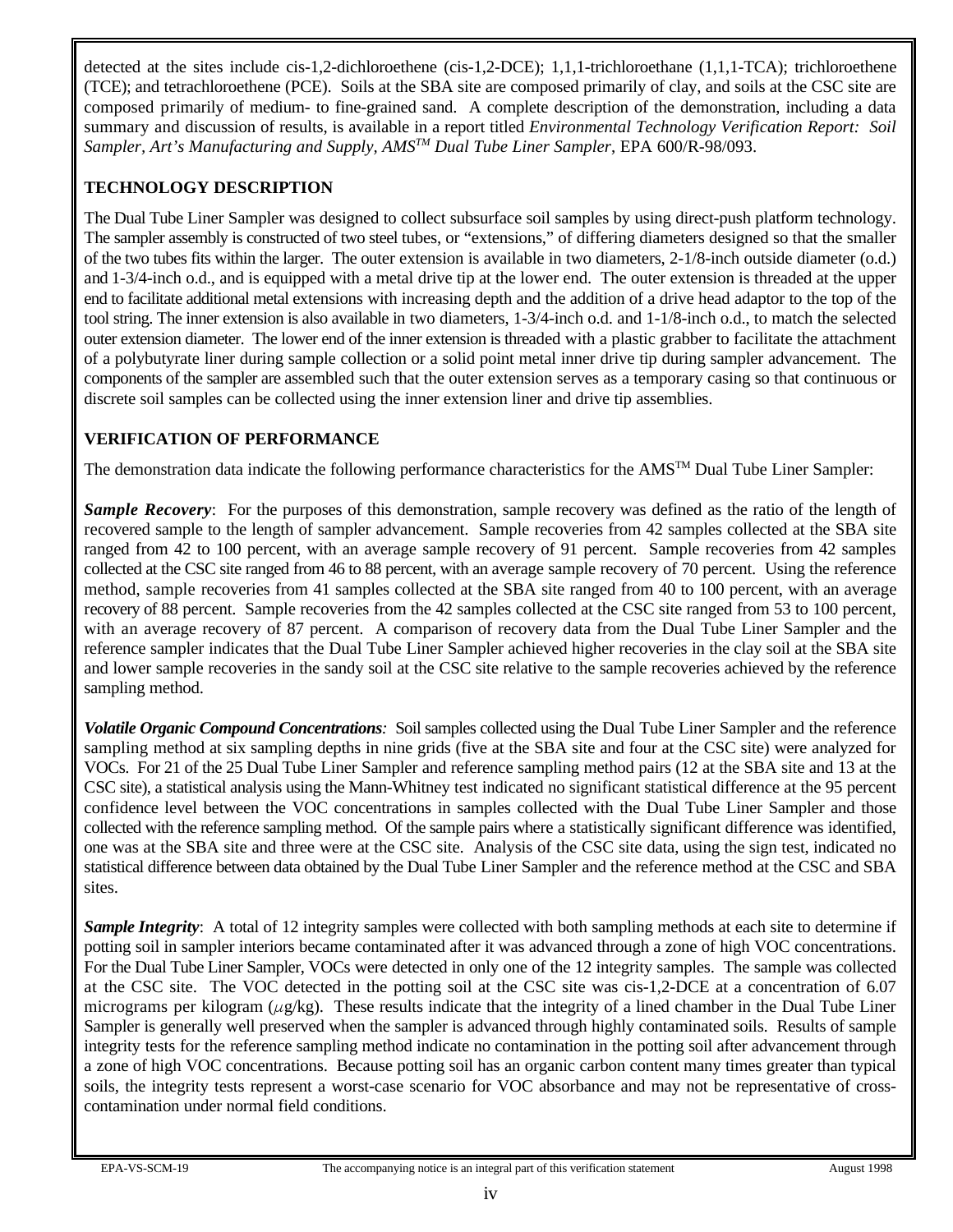detected at the sites include cis-1,2-dichloroethene (cis-1,2-DCE); 1,1,1-trichloroethane (1,1,1-TCA); trichloroethene (TCE); and tetrachloroethene (PCE). Soils at the SBA site are composed primarily of clay, and soils at the CSC site are composed primarily of medium- to fine-grained sand. A complete description of the demonstration, including a data summary and discussion of results, is available in a report titled *Environmental Technology Verification Report: Soil Sampler, Art's Manufacturing and Supply, AMS™ Dual Tube Liner Sampler*, EPA 600/R-98/093.

**TECHNOLOGY DESCRIPTION**

The Dual Tube Liner Sampler was designed to collect subsurface soil samples by using direct-push platform technology. The sampler assembly is constructed of two steel tubes, or "extensions," of differing diameters designed so that the smaller of the two tubes fits within the larger. The outer extension is available in two diameters, 2-1/8-inch outside diameter (o.d.) and 1-3/4-inch o.d., and is equipped with a metal drive tip at the lower end. The outer extension is threaded at the upper end to facilitate additional metal extensions with increasing depth and the addition of a drive head adaptor to the top of the tool string. The inner extension is also available in two diameters, 1-3/4-inch o.d. and 1-1/8-inch o.d., to match the selected outer extension diameter. The lower end of the inner extension is threaded with a plastic grabber to facilitate the attachment of a polybutyrate liner during sample collection or a solid point metal inner drive tip during sampler advancement. The components of the sampler are assembled such that the outer extension serves as a temporary casing so that continuous or discrete soil samples can be collected using the inner extension liner and drive tip assemblies.

**VERIFICATION OF PERFORMANCE**

The demonstration data indicate the following performance characteristics for the AMS™ Dual Tube Liner Sampler:

***Sample Recovery***: For the purposes of this demonstration, sample recovery was defined as the ratio of the length of recovered sample to the length of sampler advancement. Sample recoveries from 42 samples collected at the SBA site ranged from 42 to 100 percent, with an average sample recovery of 91 percent. Sample recoveries from 42 samples collected at the CSC site ranged from 46 to 88 percent, with an average sample recovery of 70 percent. Using the reference method, sample recoveries from 41 samples collected at the SBA site ranged from 40 to 100 percent, with an average recovery of 88 percent. Sample recoveries from the 42 samples collected at the CSC site ranged from 53 to 100 percent, with an average recovery of 87 percent. A comparison of recovery data from the Dual Tube Liner Sampler and the reference sampler indicates that the Dual Tube Liner Sampler achieved higher recoveries in the clay soil at the SBA site and lower sample recoveries in the sandy soil at the CSC site relative to the sample recoveries achieved by the reference sampling method.

***Volatile Organic Compound Concentrations****:* Soil samples collected using the Dual Tube Liner Sampler and the reference sampling method at six sampling depths in nine grids (five at the SBA site and four at the CSC site) were analyzed for VOCs. For 21 of the 25 Dual Tube Liner Sampler and reference sampling method pairs (12 at the SBA site and 13 at the CSC site), a statistical analysis using the Mann-Whitney test indicated no significant statistical difference at the 95 percent confidence level between the VOC concentrations in samples collected with the Dual Tube Liner Sampler and those collected with the reference sampling method. Of the sample pairs where a statistically significant difference was identified, one was at the SBA site and three were at the CSC site. Analysis of the CSC site data, using the sign test, indicated no statistical difference between data obtained by the Dual Tube Liner Sampler and the reference method at the CSC and SBA sites.

***Sample Integrity***: A total of 12 integrity samples were collected with both sampling methods at each site to determine if potting soil in sampler interiors became contaminated after it was advanced through a zone of high VOC concentrations. For the Dual Tube Liner Sampler, VOCs were detected in only one of the 12 integrity samples. The sample was collected at the CSC site. The VOC detected in the potting soil at the CSC site was cis-1,2-DCE at a concentration of 6.07 micrograms per kilogram ($\mu$g/kg). These results indicate that the integrity of a lined chamber in the Dual Tube Liner Sampler is generally well preserved when the sampler is advanced through highly contaminated soils. Results of sample integrity tests for the reference sampling method indicate no contamination in the potting soil after advancement through a zone of high VOC concentrations. Because potting soil has an organic carbon content many times greater than typical soils, the integrity tests represent a worst-case scenario for VOC absorbance and may not be representative of cross-contamination under normal field conditions.

EPA-VS-SCM-19 The accompanying notice is an integral part of this verification statement August 1998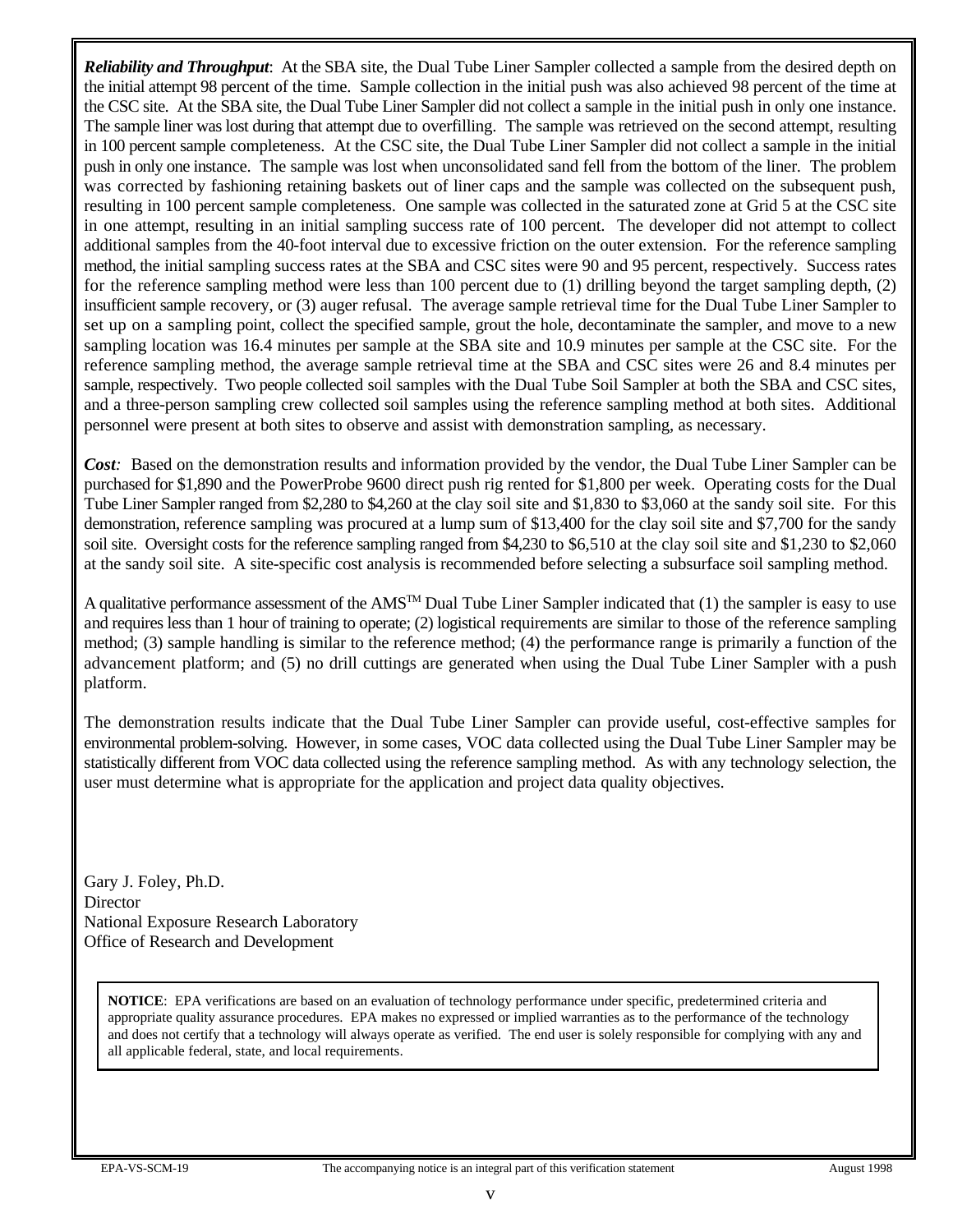***Reliability and Throughput***: At the SBA site, the Dual Tube Liner Sampler collected a sample from the desired depth on the initial attempt 98 percent of the time. Sample collection in the initial push was also achieved 98 percent of the time at the CSC site. At the SBA site, the Dual Tube Liner Sampler did not collect a sample in the initial push in only one instance. The sample liner was lost during that attempt due to overfilling. The sample was retrieved on the second attempt, resulting in 100 percent sample completeness. At the CSC site, the Dual Tube Liner Sampler did not collect a sample in the initial push in only one instance. The sample was lost when unconsolidated sand fell from the bottom of the liner. The problem was corrected by fashioning retaining baskets out of liner caps and the sample was collected on the subsequent push, resulting in 100 percent sample completeness. One sample was collected in the saturated zone at Grid 5 at the CSC site in one attempt, resulting in an initial sampling success rate of 100 percent. The developer did not attempt to collect additional samples from the 40-foot interval due to excessive friction on the outer extension. For the reference sampling method, the initial sampling success rates at the SBA and CSC sites were 90 and 95 percent, respectively. Success rates for the reference sampling method were less than 100 percent due to (1) drilling beyond the target sampling depth, (2) insufficient sample recovery, or (3) auger refusal. The average sample retrieval time for the Dual Tube Liner Sampler to set up on a sampling point, collect the specified sample, grout the hole, decontaminate the sampler, and move to a new sampling location was 16.4 minutes per sample at the SBA site and 10.9 minutes per sample at the CSC site. For the reference sampling method, the average sample retrieval time at the SBA and CSC sites were 26 and 8.4 minutes per sample, respectively. Two people collected soil samples with the Dual Tube Soil Sampler at both the SBA and CSC sites, and a three-person sampling crew collected soil samples using the reference sampling method at both sites. Additional personnel were present at both sites to observe and assist with demonstration sampling, as necessary.

***Cost****:* Based on the demonstration results and information provided by the vendor, the Dual Tube Liner Sampler can be purchased for $1,890 and the PowerProbe 9600 direct push rig rented for $1,800 per week. Operating costs for the Dual Tube Liner Sampler ranged from $2,280 to $4,260 at the clay soil site and $1,830 to $3,060 at the sandy soil site. For this demonstration, reference sampling was procured at a lump sum of $13,400 for the clay soil site and $7,700 for the sandy soil site. Oversight costs for the reference sampling ranged from $4,230 to $6,510 at the clay soil site and $1,230 to $2,060 at the sandy soil site. A site-specific cost analysis is recommended before selecting a subsurface soil sampling method.

A qualitative performance assessment of the AMS™ Dual Tube Liner Sampler indicated that (1) the sampler is easy to use and requires less than 1 hour of training to operate; (2) logistical requirements are similar to those of the reference sampling method; (3) sample handling is similar to the reference method; (4) the performance range is primarily a function of the advancement platform; and (5) no drill cuttings are generated when using the Dual Tube Liner Sampler with a push platform.

The demonstration results indicate that the Dual Tube Liner Sampler can provide useful, cost-effective samples for environmental problem-solving. However, in some cases, VOC data collected using the Dual Tube Liner Sampler may be statistically different from VOC data collected using the reference sampling method. As with any technology selection, the user must determine what is appropriate for the application and project data quality objectives.

Gary J. Foley, Ph.D.
Director
National Exposure Research Laboratory
Office of Research and Development

**NOTICE**: EPA verifications are based on an evaluation of technology performance under specific, predetermined criteria and appropriate quality assurance procedures. EPA makes no expressed or implied warranties as to the performance of the technology and does not certify that a technology will always operate as verified. The end user is solely responsible for complying with any and all applicable federal, state, and local requirements.

EPA-VS-SCM-19 The accompanying notice is an integral part of this verification statement August 1998